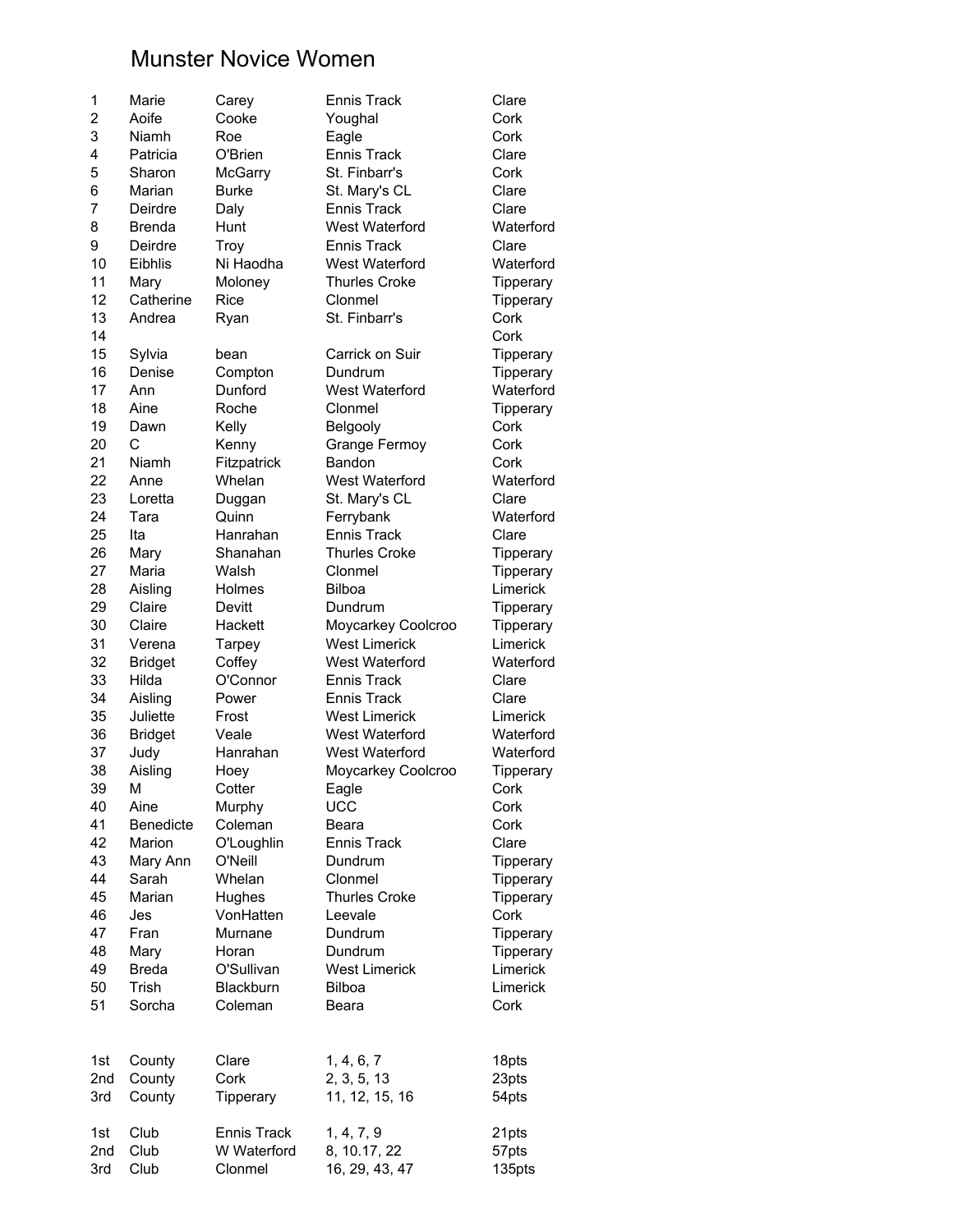# Munster Novice Women

| | | | | |
|---|---|---|---|---|
| 1 | Marie | Carey | Ennis Track | Clare |
| 2 | Aoife | Cooke | Youghal | Cork |
| 3 | Niamh | Roe | Eagle | Cork |
| 4 | Patricia | O'Brien | Ennis Track | Clare |
| 5 | Sharon | McGarry | St. Finbarr's | Cork |
| 6 | Marian | Burke | St. Mary's CL | Clare |
| 7 | Deirdre | Daly | Ennis Track | Clare |
| 8 | Brenda | Hunt | West Waterford | Waterford |
| 9 | Deirdre | Troy | Ennis Track | Clare |
| 10 | Eibhlis | Ni Haodha | West Waterford | Waterford |
| 11 | Mary | Moloney | Thurles Croke | Tipperary |
| 12 | Catherine | Rice | Clonmel | Tipperary |
| 13 | Andrea | Ryan | St. Finbarr's | Cork |
| 14 | | | | Cork |
| 15 | Sylvia | bean | Carrick on Suir | Tipperary |
| 16 | Denise | Compton | Dundrum | Tipperary |
| 17 | Ann | Dunford | West Waterford | Waterford |
| 18 | Aine | Roche | Clonmel | Tipperary |
| 19 | Dawn | Kelly | Belgooly | Cork |
| 20 | C | Kenny | Grange Fermoy | Cork |
| 21 | Niamh | Fitzpatrick | Bandon | Cork |
| 22 | Anne | Whelan | West Waterford | Waterford |
| 23 | Loretta | Duggan | St. Mary's CL | Clare |
| 24 | Tara | Quinn | Ferrybank | Waterford |
| 25 | Ita | Hanrahan | Ennis Track | Clare |
| 26 | Mary | Shanahan | Thurles Croke | Tipperary |
| 27 | Maria | Walsh | Clonmel | Tipperary |
| 28 | Aisling | Holmes | Bilboa | Limerick |
| 29 | Claire | Devitt | Dundrum | Tipperary |
| 30 | Claire | Hackett | Moycarkey Coolcroo | Tipperary |
| 31 | Verena | Tarpey | West Limerick | Limerick |
| 32 | Bridget | Coffey | West Waterford | Waterford |
| 33 | Hilda | O'Connor | Ennis Track | Clare |
| 34 | Aisling | Power | Ennis Track | Clare |
| 35 | Juliette | Frost | West Limerick | Limerick |
| 36 | Bridget | Veale | West Waterford | Waterford |
| 37 | Judy | Hanrahan | West Waterford | Waterford |
| 38 | Aisling | Hoey | Moycarkey Coolcroo | Tipperary |
| 39 | M | Cotter | Eagle | Cork |
| 40 | Aine | Murphy | UCC | Cork |
| 41 | Benedicte | Coleman | Beara | Cork |
| 42 | Marion | O'Loughlin | Ennis Track | Clare |
| 43 | Mary Ann | O'Neill | Dundrum | Tipperary |
| 44 | Sarah | Whelan | Clonmel | Tipperary |
| 45 | Marian | Hughes | Thurles Croke | Tipperary |
| 46 | Jes | VonHatten | Leevale | Cork |
| 47 | Fran | Murnane | Dundrum | Tipperary |
| 48 | Mary | Horan | Dundrum | Tipperary |
| 49 | Breda | O'Sullivan | West Limerick | Limerick |
| 50 | Trish | Blackburn | Bilboa | Limerick |
| 51 | Sorcha | Coleman | Beara | Cork |

| | | | | |
|---|---|---|---|---|
| 1st | County | Clare | 1, 4, 6, 7 | 18pts |
| 2nd | County | Cork | 2, 3, 5, 13 | 23pts |
| 3rd | County | Tipperary | 11, 12, 15, 16 | 54pts |

| | | | | |
|---|---|---|---|---|
| 1st | Club | Ennis Track | 1, 4, 7, 9 | 21pts |
| 2nd | Club | W Waterford | 8, 10.17, 22 | 57pts |
| 3rd | Club | Clonmel | 16, 29, 43, 47 | 135pts |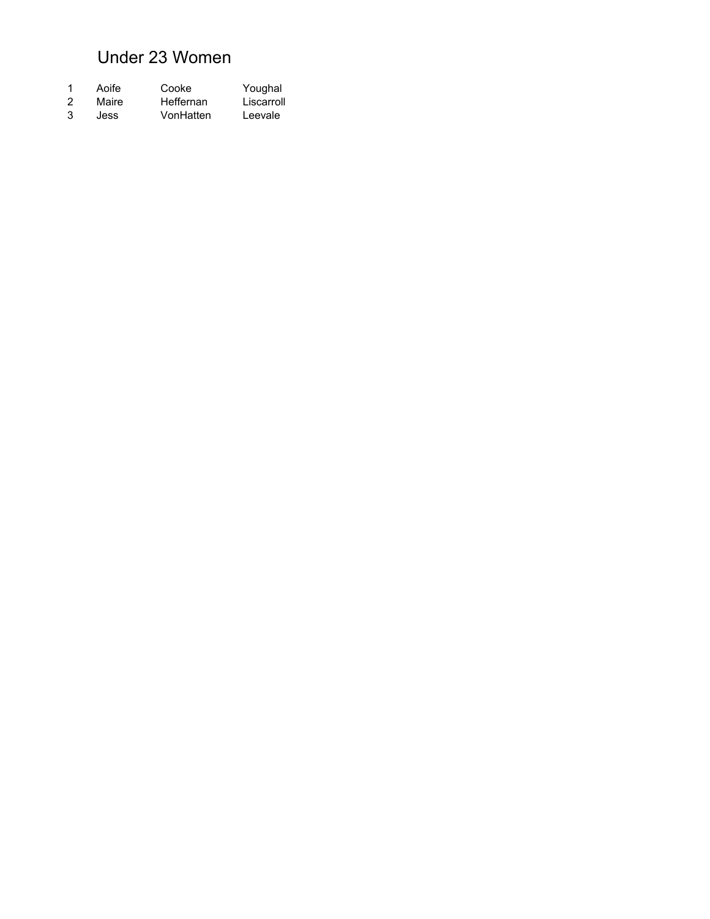# Under 23 Women

| | | | |
|---|---|---|---|
| 1 | Aoife | Cooke | Youghal |
| 2 | Maire | Heffernan | Liscarroll |
| 3 | Jess | VonHatten | Leevale |